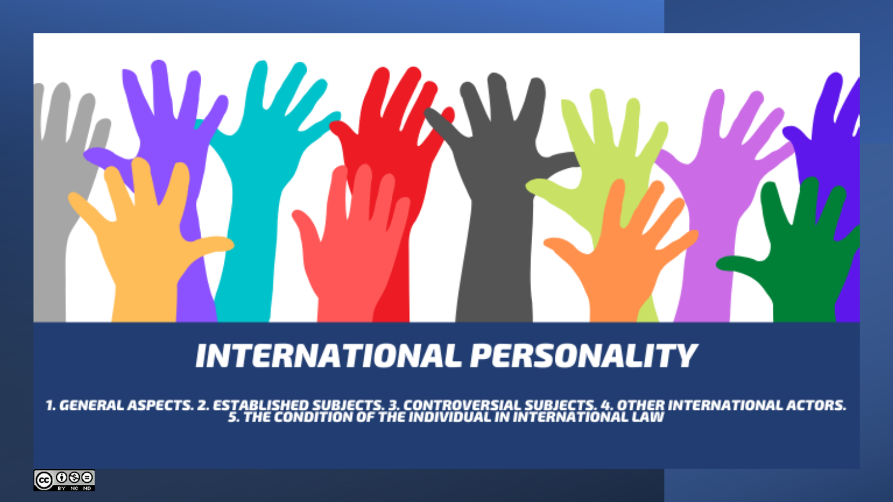# INTERNATIONAL PERSONALITY

1. GENERAL ASPECTS. 2. ESTABLISHED SUBJECTS. 3. CONTROVERSIAL SUBJECTS. 4. OTHER INTERNATIONAL ACTORS. 5. THE CONDITION OF THE INDIVIDUAL IN INTERNATIONAL LAW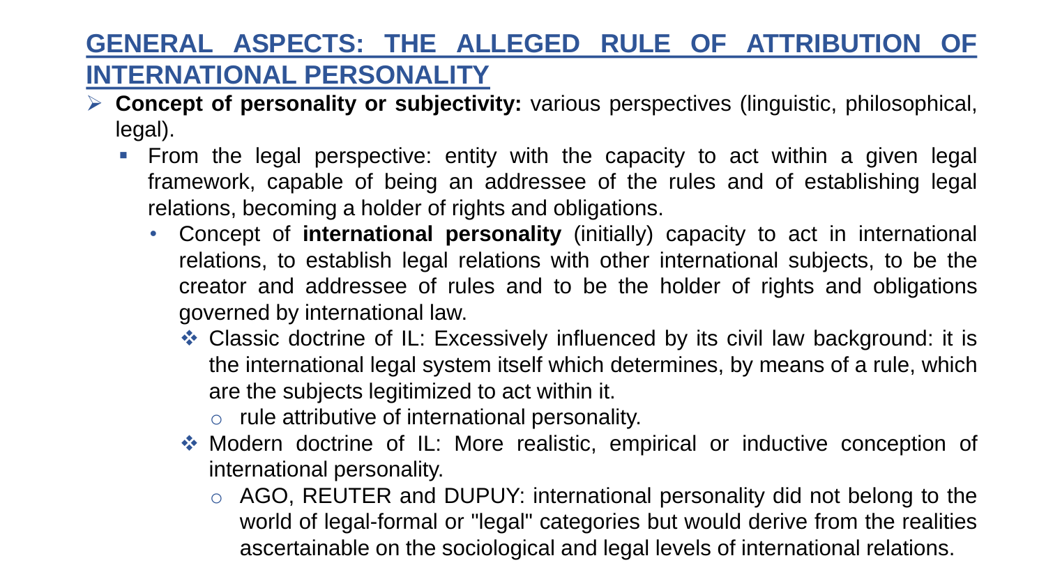## GENERAL ASPECTS: THE ALLEGED RULE OF ATTRIBUTION OF INTERNATIONAL PERSONALITY

- **Concept of personality or subjectivity:** various perspectives (linguistic, philosophical, legal).
  - From the legal perspective: entity with the capacity to act within a given legal framework, capable of being an addressee of the rules and of establishing legal relations, becoming a holder of rights and obligations.
    - Concept of **international personality** (initially) capacity to act in international relations, to establish legal relations with other international subjects, to be the creator and addressee of rules and to be the holder of rights and obligations governed by international law.
      - Classic doctrine of IL: Excessively influenced by its civil law background: it is the international legal system itself which determines, by means of a rule, which are the subjects legitimized to act within it.
        - rule attributive of international personality.
      - Modern doctrine of IL: More realistic, empirical or inductive conception of international personality.
        - AGO, REUTER and DUPUY: international personality did not belong to the world of legal-formal or "legal" categories but would derive from the realities ascertainable on the sociological and legal levels of international relations.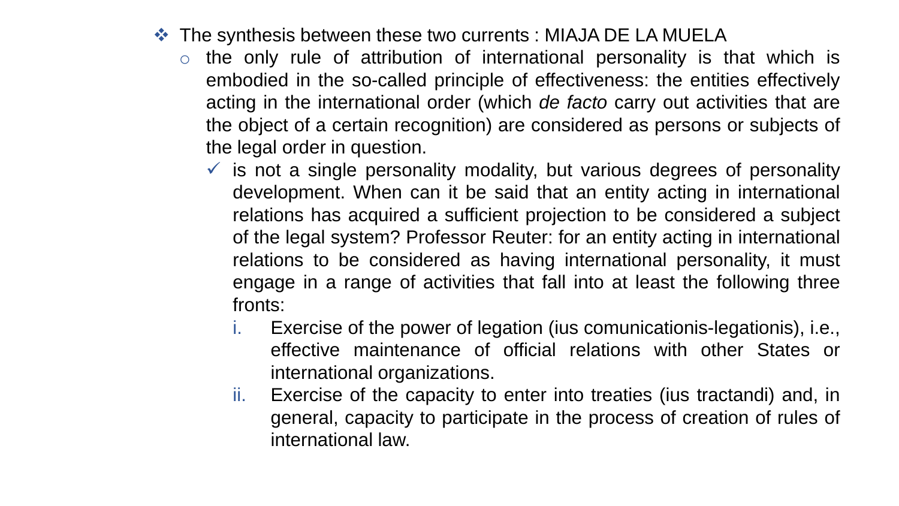- The synthesis between these two currents : MIAJA DE LA MUELA
  - the only rule of attribution of international personality is that which is embodied in the so-called principle of effectiveness: the entities effectively acting in the international order (which *de facto* carry out activities that are the object of a certain recognition) are considered as persons or subjects of the legal order in question.
    - ✓ is not a single personality modality, but various degrees of personality development. When can it be said that an entity acting in international relations has acquired a sufficient projection to be considered a subject of the legal system? Professor Reuter: for an entity acting in international relations to be considered as having international personality, it must engage in a range of activities that fall into at least the following three fronts:
      1. Exercise of the power of legation (ius comunicationis-legationis), i.e., effective maintenance of official relations with other States or international organizations.
      2. Exercise of the capacity to enter into treaties (ius tractandi) and, in general, capacity to participate in the process of creation of rules of international law.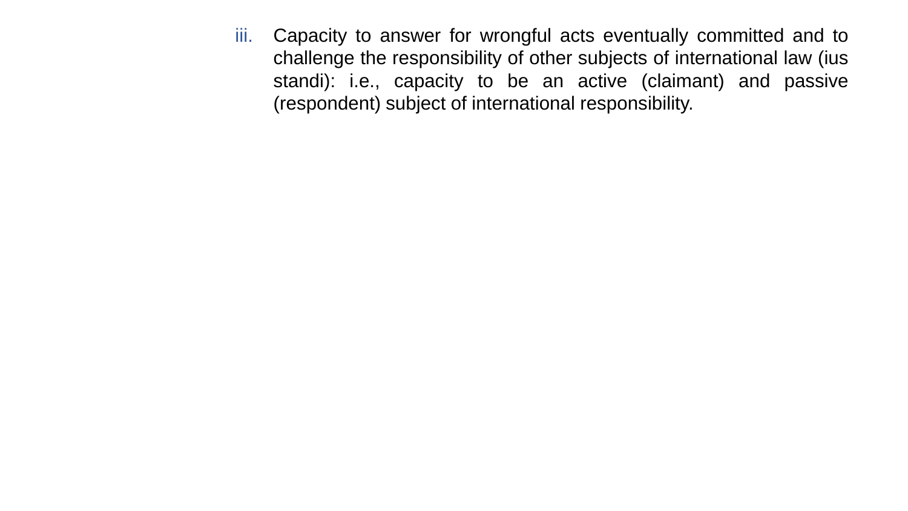iii. Capacity to answer for wrongful acts eventually committed and to challenge the responsibility of other subjects of international law (ius standi): i.e., capacity to be an active (claimant) and passive (respondent) subject of international responsibility.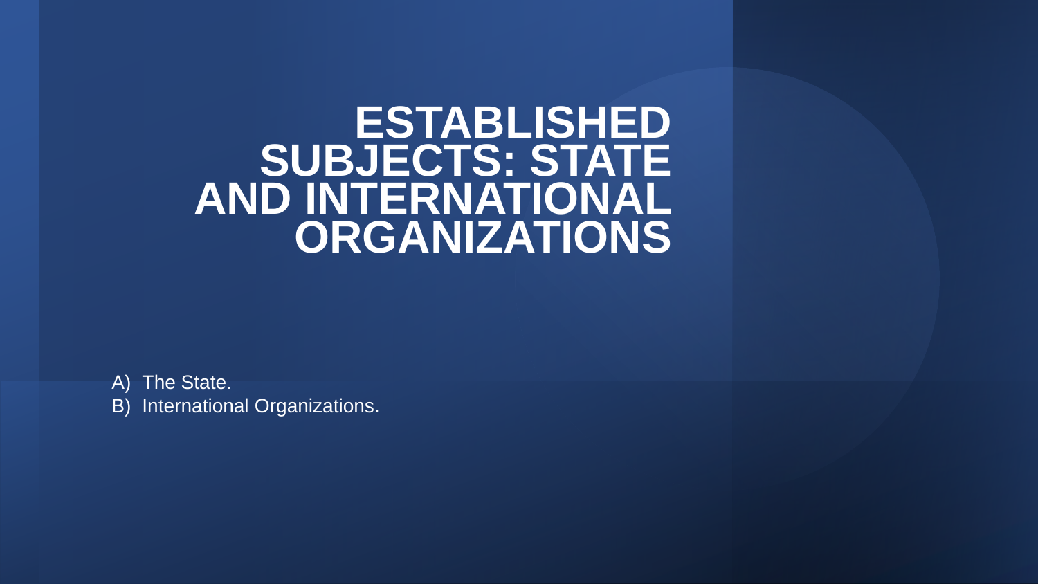# ESTABLISHED SUBJECTS: STATE AND INTERNATIONAL ORGANIZATIONS

A) The State.
B) International Organizations.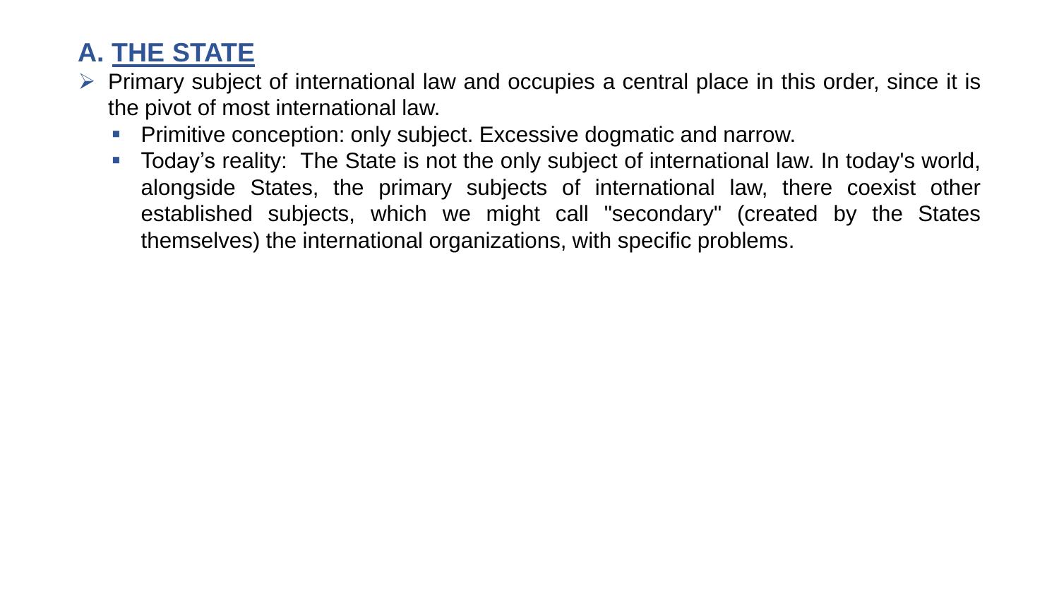## A. THE STATE

- Primary subject of international law and occupies a central place in this order, since it is the pivot of most international law.
  - Primitive conception: only subject. Excessive dogmatic and narrow.
  - Today's reality: The State is not the only subject of international law. In today's world, alongside States, the primary subjects of international law, there coexist other established subjects, which we might call "secondary" (created by the States themselves) the international organizations, with specific problems.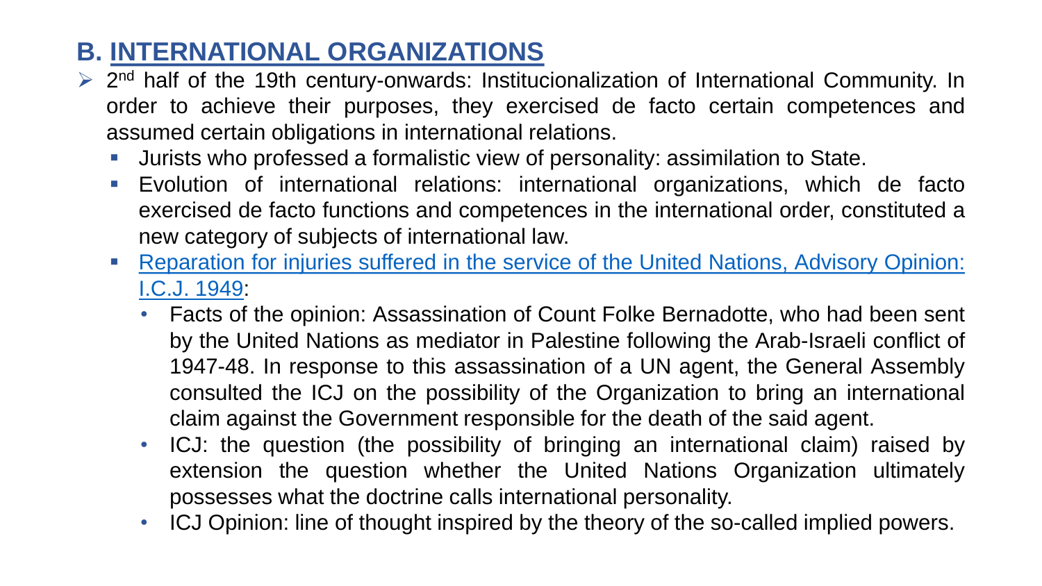## B. INTERNATIONAL ORGANIZATIONS

- 2nd half of the 19th century-onwards: Institucionalization of International Community. In order to achieve their purposes, they exercised de facto certain competences and assumed certain obligations in international relations.
  - Jurists who professed a formalistic view of personality: assimilation to State.
  - Evolution of international relations: international organizations, which de facto exercised de facto functions and competences in the international order, constituted a new category of subjects of international law.
  - Reparation for injuries suffered in the service of the United Nations, Advisory Opinion: I.C.J. 1949:
    - Facts of the opinion: Assassination of Count Folke Bernadotte, who had been sent by the United Nations as mediator in Palestine following the Arab-Israeli conflict of 1947-48. In response to this assassination of a UN agent, the General Assembly consulted the ICJ on the possibility of the Organization to bring an international claim against the Government responsible for the death of the said agent.
    - ICJ: the question (the possibility of bringing an international claim) raised by extension the question whether the United Nations Organization ultimately possesses what the doctrine calls international personality.
    - ICJ Opinion: line of thought inspired by the theory of the so-called implied powers.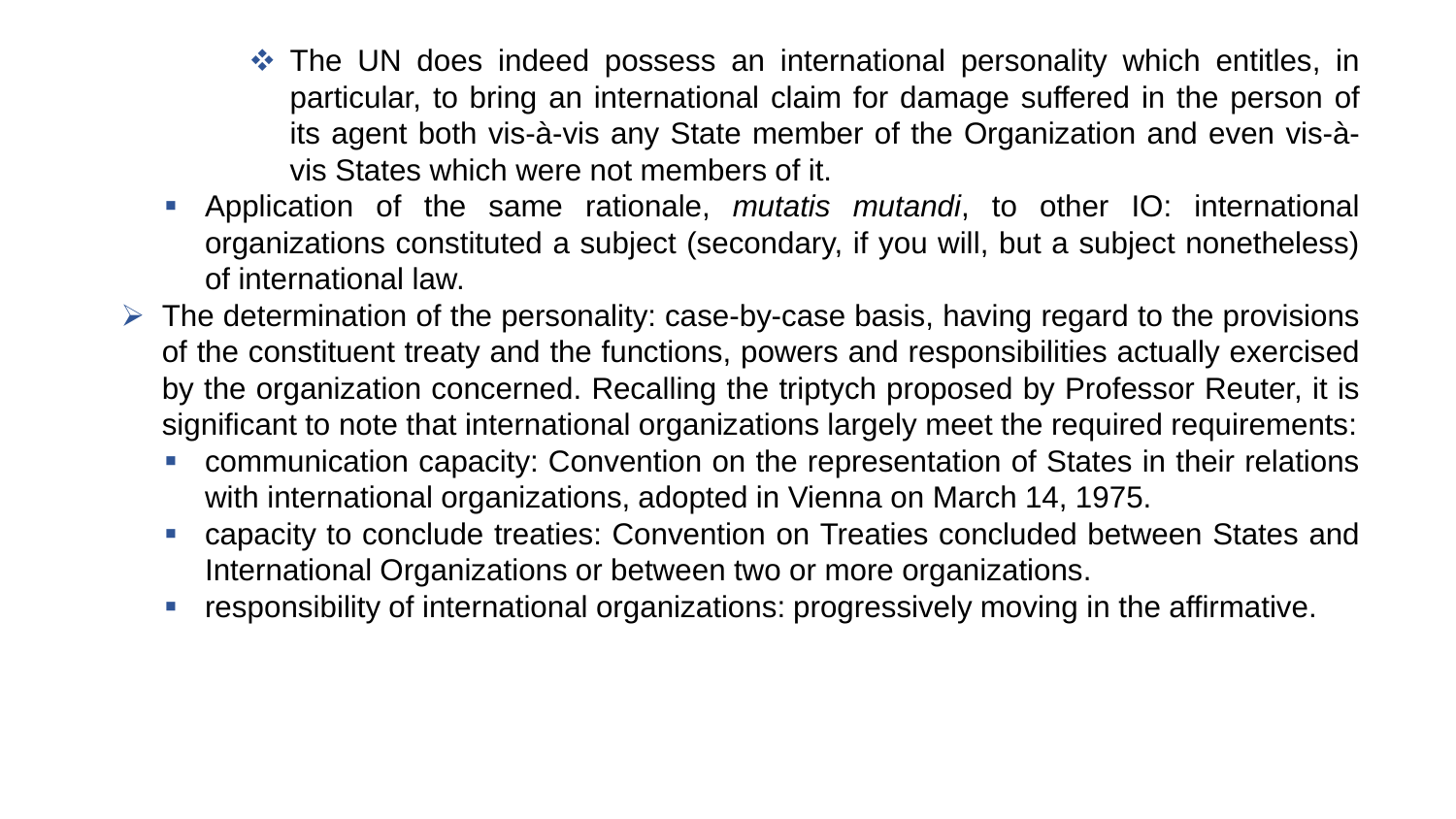- The UN does indeed possess an international personality which entitles, in particular, to bring an international claim for damage suffered in the person of its agent both vis-à-vis any State member of the Organization and even vis-à-vis States which were not members of it.
  - Application of the same rationale, *mutatis mutandi*, to other IO: international organizations constituted a subject (secondary, if you will, but a subject nonetheless) of international law.
- The determination of the personality: case-by-case basis, having regard to the provisions of the constituent treaty and the functions, powers and responsibilities actually exercised by the organization concerned. Recalling the triptych proposed by Professor Reuter, it is significant to note that international organizations largely meet the required requirements:
  - communication capacity: Convention on the representation of States in their relations with international organizations, adopted in Vienna on March 14, 1975.
  - capacity to conclude treaties: Convention on Treaties concluded between States and International Organizations or between two or more organizations.
  - responsibility of international organizations: progressively moving in the affirmative.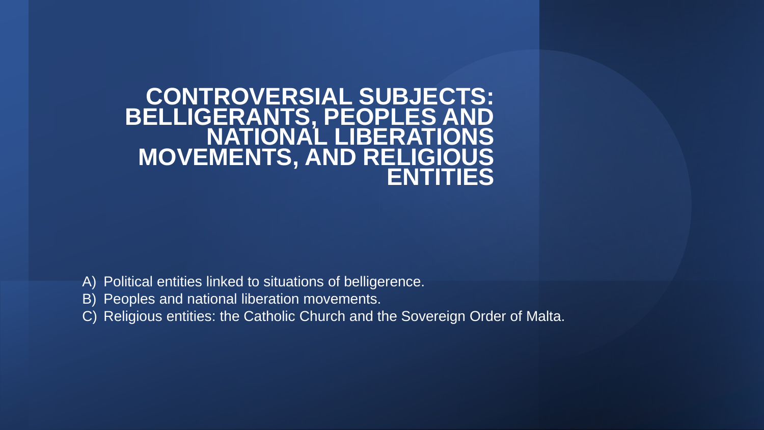# CONTROVERSIAL SUBJECTS: BELLIGERANTS, PEOPLES AND NATIONAL LIBERATIONS MOVEMENTS, AND RELIGIOUS ENTITIES

A) Political entities linked to situations of belligerence.
B) Peoples and national liberation movements.
C) Religious entities: the Catholic Church and the Sovereign Order of Malta.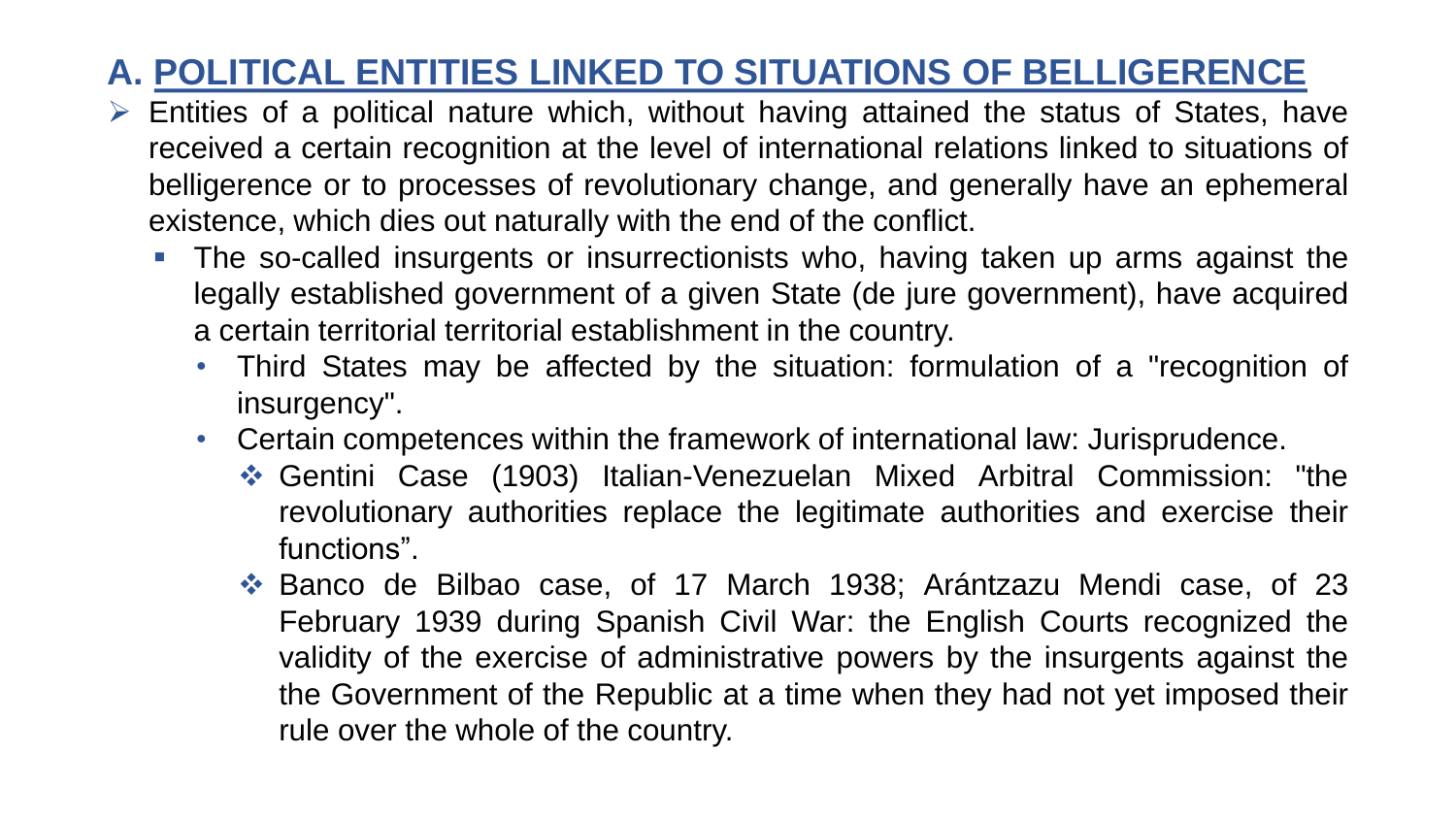## A. POLITICAL ENTITIES LINKED TO SITUATIONS OF BELLIGERENCE

- Entities of a political nature which, without having attained the status of States, have received a certain recognition at the level of international relations linked to situations of belligerence or to processes of revolutionary change, and generally have an ephemeral existence, which dies out naturally with the end of the conflict.
  - The so-called insurgents or insurrectionists who, having taken up arms against the legally established government of a given State (de jure government), have acquired a certain territorial territorial establishment in the country.
    - Third States may be affected by the situation: formulation of a "recognition of insurgency".
    - Certain competences within the framework of international law: Jurisprudence.
      - Gentini Case (1903) Italian-Venezuelan Mixed Arbitral Commission: "the revolutionary authorities replace the legitimate authorities and exercise their functions".
      - Banco de Bilbao case, of 17 March 1938; Arántzazu Mendi case, of 23 February 1939 during Spanish Civil War: the English Courts recognized the validity of the exercise of administrative powers by the insurgents against the the Government of the Republic at a time when they had not yet imposed their rule over the whole of the country.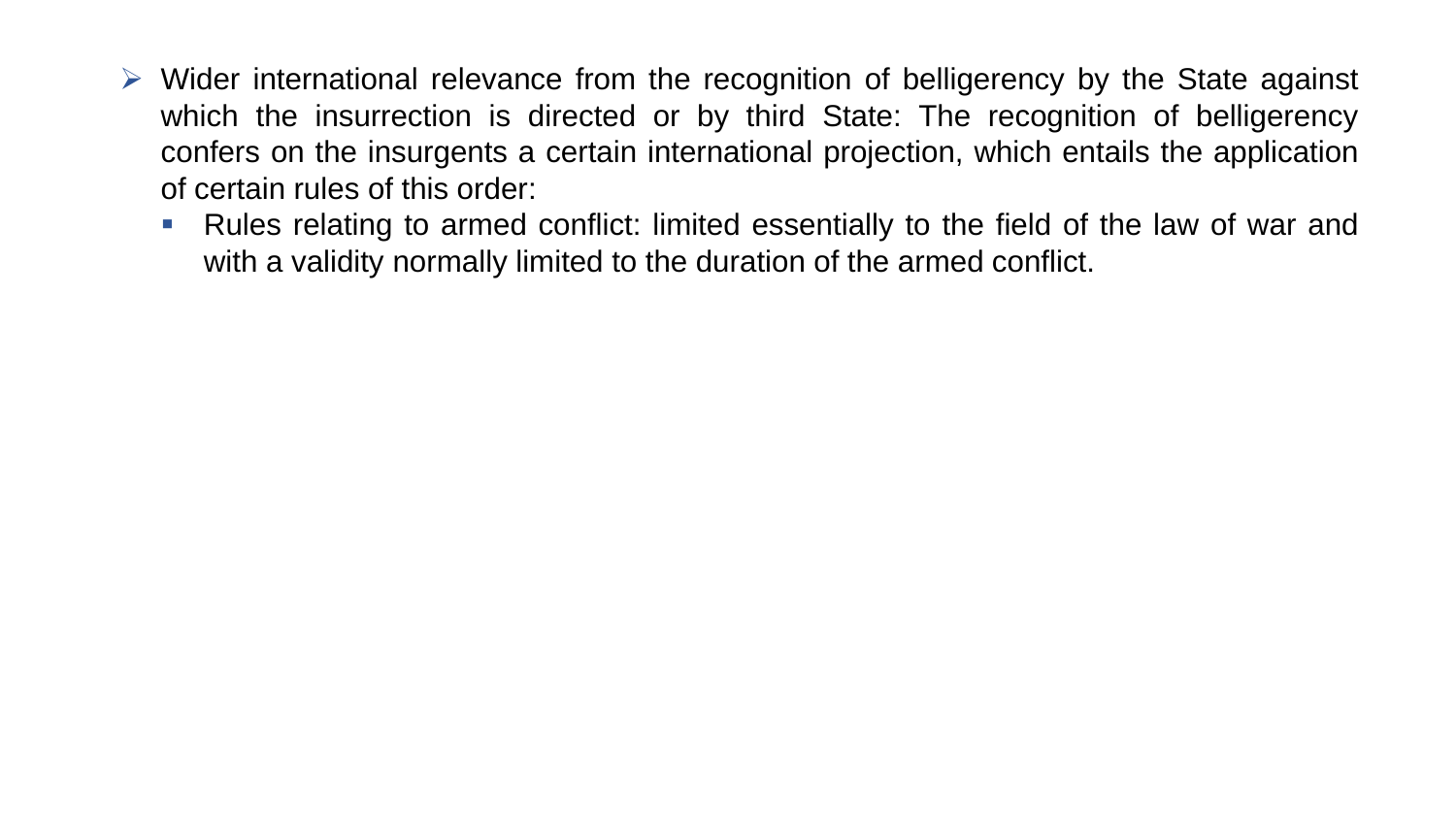- Wider international relevance from the recognition of belligerency by the State against which the insurrection is directed or by third State: The recognition of belligerency confers on the insurgents a certain international projection, which entails the application of certain rules of this order:
  - Rules relating to armed conflict: limited essentially to the field of the law of war and with a validity normally limited to the duration of the armed conflict.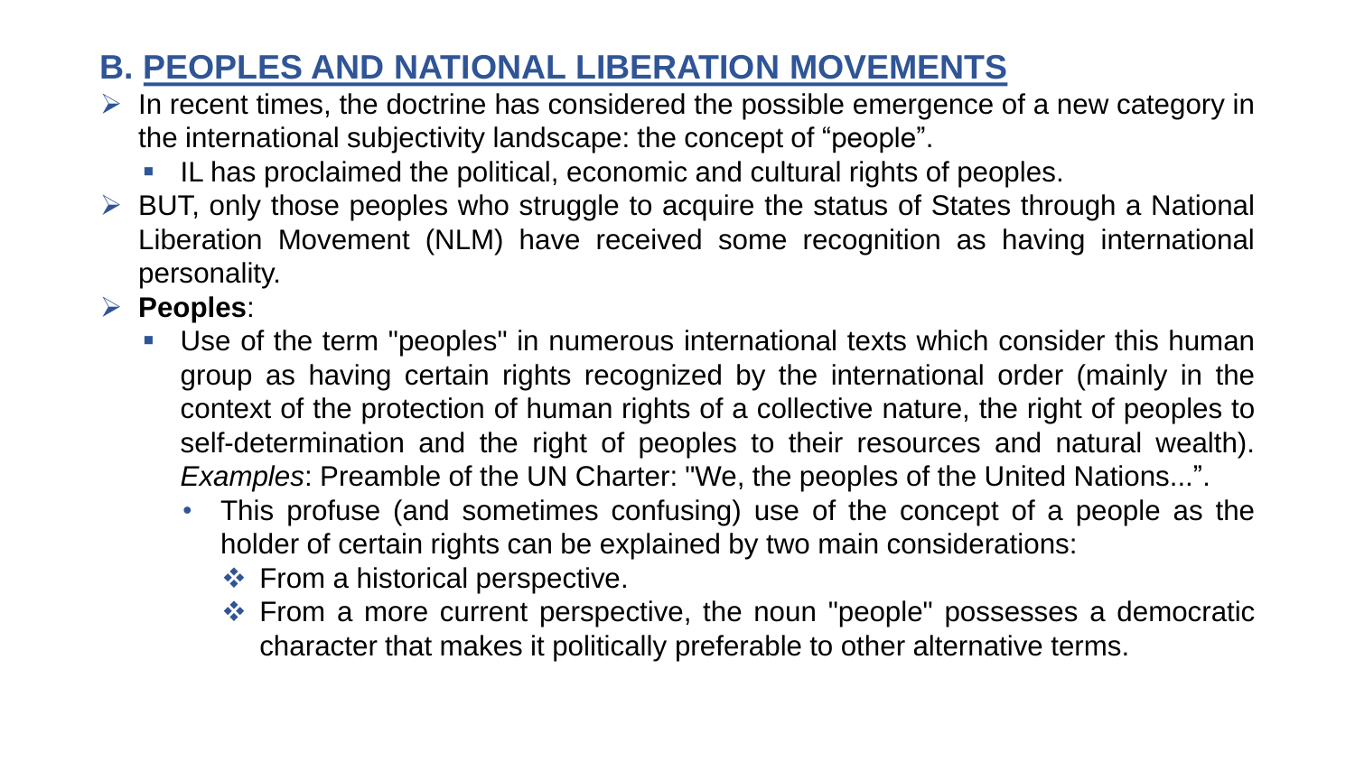## B. PEOPLES AND NATIONAL LIBERATION MOVEMENTS

- In recent times, the doctrine has considered the possible emergence of a new category in the international subjectivity landscape: the concept of "people".
  - IL has proclaimed the political, economic and cultural rights of peoples.
- BUT, only those peoples who struggle to acquire the status of States through a National Liberation Movement (NLM) have received some recognition as having international personality.
- **Peoples**:
  - Use of the term "peoples" in numerous international texts which consider this human group as having certain rights recognized by the international order (mainly in the context of the protection of human rights of a collective nature, the right of peoples to self-determination and the right of peoples to their resources and natural wealth). *Examples*: Preamble of the UN Charter: "We, the peoples of the United Nations...".
    - This profuse (and sometimes confusing) use of the concept of a people as the holder of certain rights can be explained by two main considerations:
      - From a historical perspective.
      - From a more current perspective, the noun "people" possesses a democratic character that makes it politically preferable to other alternative terms.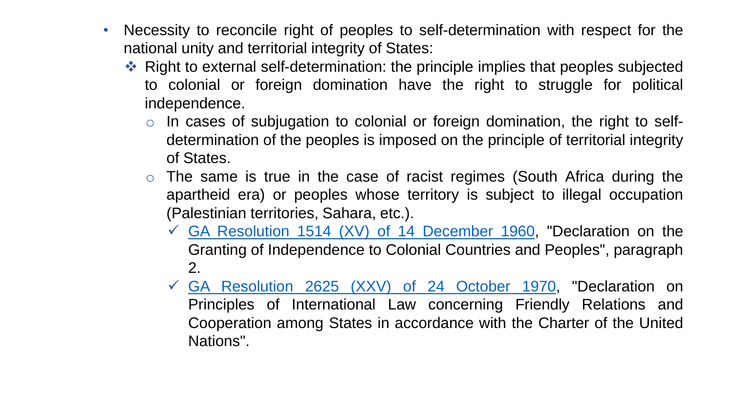- Necessity to reconcile right of peoples to self-determination with respect for the national unity and territorial integrity of States:
  - ❖ Right to external self-determination: the principle implies that peoples subjected to colonial or foreign domination have the right to struggle for political independence.
    - In cases of subjugation to colonial or foreign domination, the right to self-determination of the peoples is imposed on the principle of territorial integrity of States.
    - The same is true in the case of racist regimes (South Africa during the apartheid era) or peoples whose territory is subject to illegal occupation (Palestinian territories, Sahara, etc.).
      - ✓ GA Resolution 1514 (XV) of 14 December 1960, "Declaration on the Granting of Independence to Colonial Countries and Peoples", paragraph 2.
      - ✓ GA Resolution 2625 (XXV) of 24 October 1970, "Declaration on Principles of International Law concerning Friendly Relations and Cooperation among States in accordance with the Charter of the United Nations".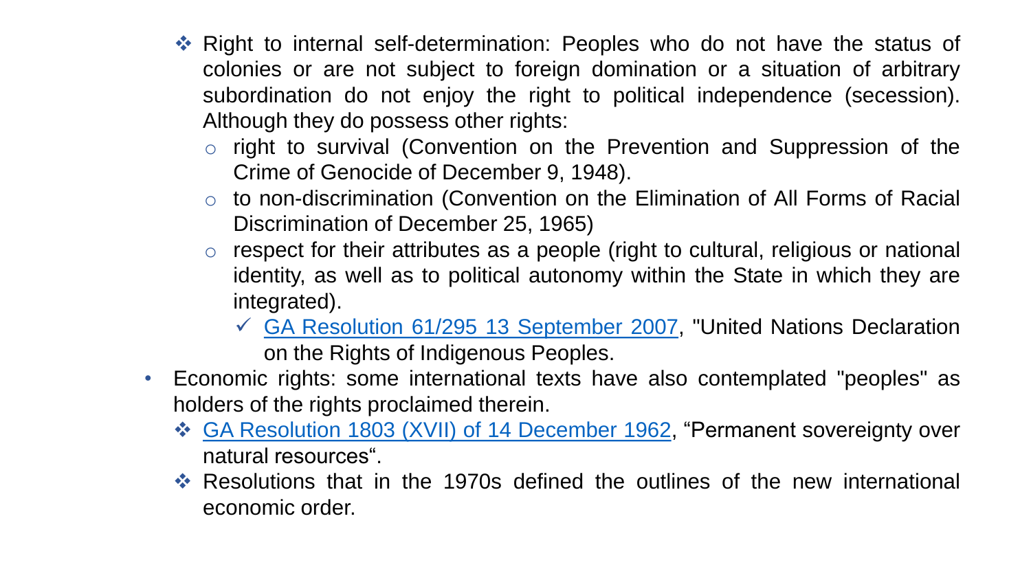- Right to internal self-determination: Peoples who do not have the status of colonies or are not subject to foreign domination or a situation of arbitrary subordination do not enjoy the right to political independence (secession). Although they do possess other rights:
  - right to survival (Convention on the Prevention and Suppression of the Crime of Genocide of December 9, 1948).
  - to non-discrimination (Convention on the Elimination of All Forms of Racial Discrimination of December 25, 1965)
  - respect for their attributes as a people (right to cultural, religious or national identity, as well as to political autonomy within the State in which they are integrated).
    - ✓ GA Resolution 61/295 13 September 2007, "United Nations Declaration on the Rights of Indigenous Peoples.

- Economic rights: some international texts have also contemplated "peoples" as holders of the rights proclaimed therein.
  - GA Resolution 1803 (XVII) of 14 December 1962, "Permanent sovereignty over natural resources".
  - Resolutions that in the 1970s defined the outlines of the new international economic order.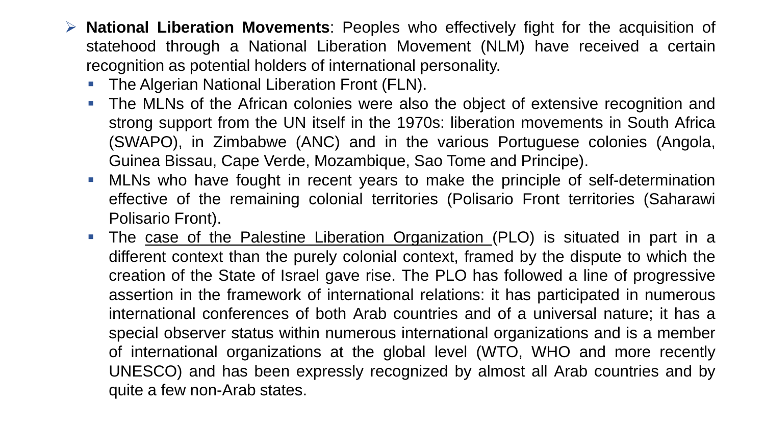- **National Liberation Movements**: Peoples who effectively fight for the acquisition of statehood through a National Liberation Movement (NLM) have received a certain recognition as potential holders of international personality.
  - The Algerian National Liberation Front (FLN).
  - The MLNs of the African colonies were also the object of extensive recognition and strong support from the UN itself in the 1970s: liberation movements in South Africa (SWAPO), in Zimbabwe (ANC) and in the various Portuguese colonies (Angola, Guinea Bissau, Cape Verde, Mozambique, Sao Tome and Principe).
  - MLNs who have fought in recent years to make the principle of self-determination effective of the remaining colonial territories (Polisario Front territories (Saharawi Polisario Front).
  - The case of the Palestine Liberation Organization (PLO) is situated in part in a different context than the purely colonial context, framed by the dispute to which the creation of the State of Israel gave rise. The PLO has followed a line of progressive assertion in the framework of international relations: it has participated in numerous international conferences of both Arab countries and of a universal nature; it has a special observer status within numerous international organizations and is a member of international organizations at the global level (WTO, WHO and more recently UNESCO) and has been expressly recognized by almost all Arab countries and by quite a few non-Arab states.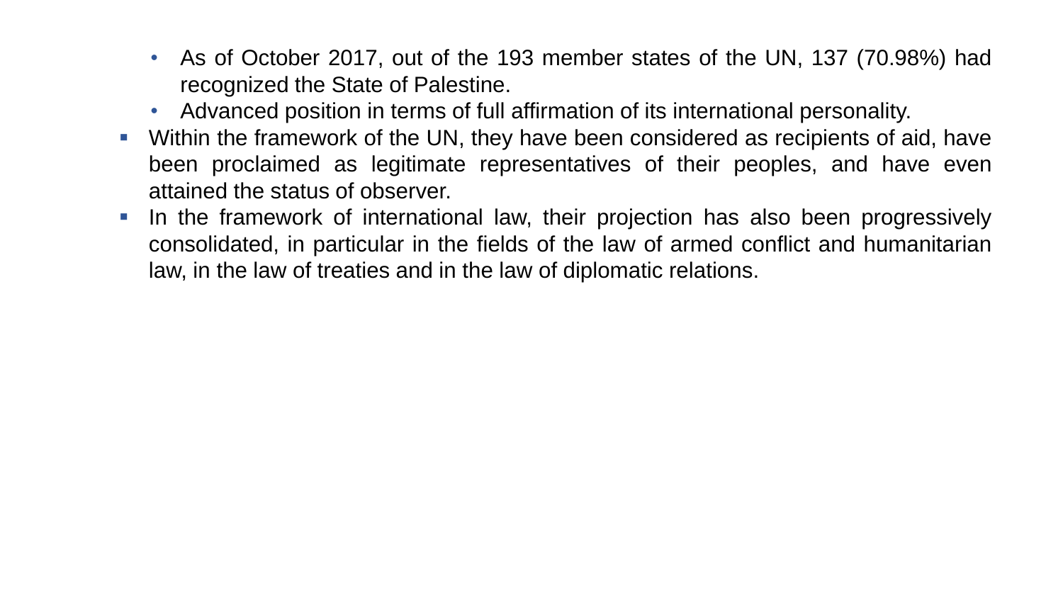- As of October 2017, out of the 193 member states of the UN, 137 (70.98%) had recognized the State of Palestine.
  - Advanced position in terms of full affirmation of its international personality.
- Within the framework of the UN, they have been considered as recipients of aid, have been proclaimed as legitimate representatives of their peoples, and have even attained the status of observer.
- In the framework of international law, their projection has also been progressively consolidated, in particular in the fields of the law of armed conflict and humanitarian law, in the law of treaties and in the law of diplomatic relations.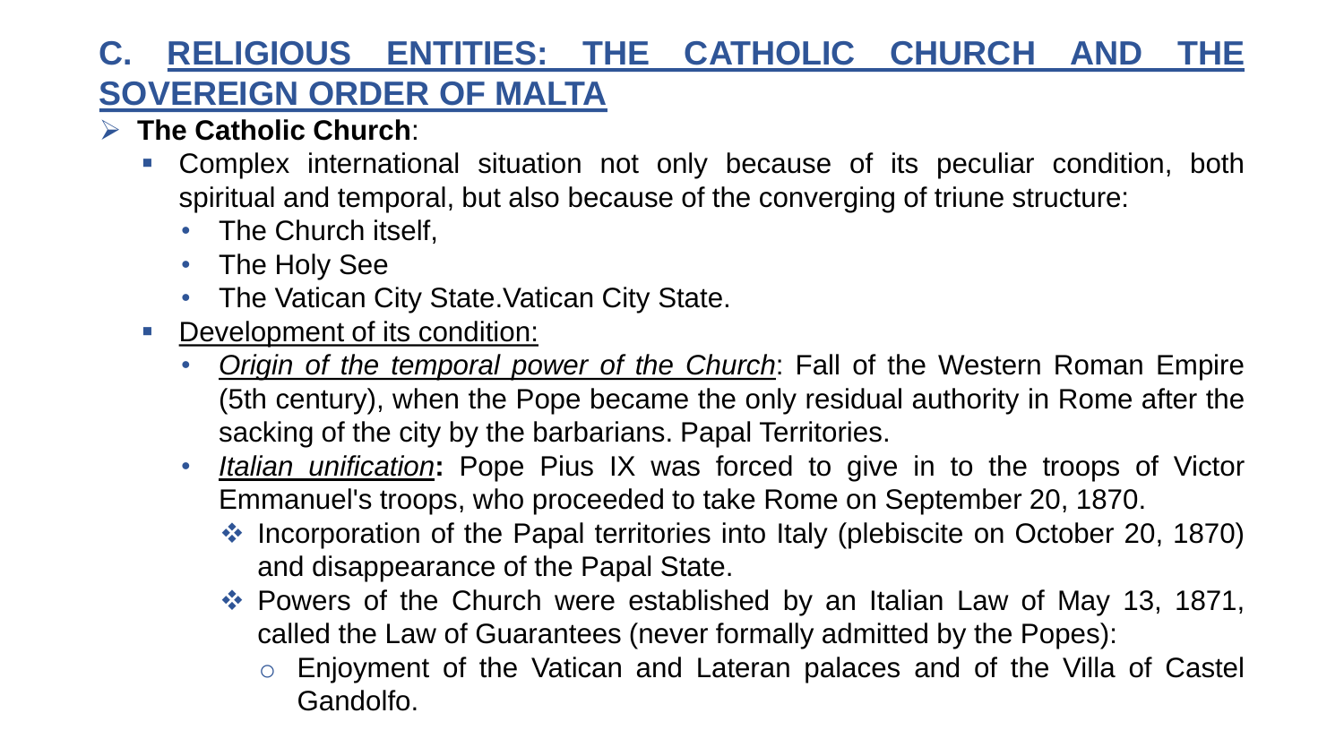## C. <u>RELIGIOUS ENTITIES: THE CATHOLIC CHURCH AND THE SOVEREIGN ORDER OF MALTA</u>

- **The Catholic Church**:
  - Complex international situation not only because of its peculiar condition, both spiritual and temporal, but also because of the converging of triune structure:
    - The Church itself,
    - The Holy See
    - The Vatican City State.Vatican City State.
  - <u>Development of its condition:</u>
    - <u>*Origin of the temporal power of the Church*</u>: Fall of the Western Roman Empire (5th century), when the Pope became the only residual authority in Rome after the sacking of the city by the barbarians. Papal Territories.
    - <u>*Italian unification*</u>**:** Pope Pius IX was forced to give in to the troops of Victor Emmanuel's troops, who proceeded to take Rome on September 20, 1870.
      - Incorporation of the Papal territories into Italy (plebiscite on October 20, 1870) and disappearance of the Papal State.
      - Powers of the Church were established by an Italian Law of May 13, 1871, called the Law of Guarantees (never formally admitted by the Popes):
        - Enjoyment of the Vatican and Lateran palaces and of the Villa of Castel Gandolfo.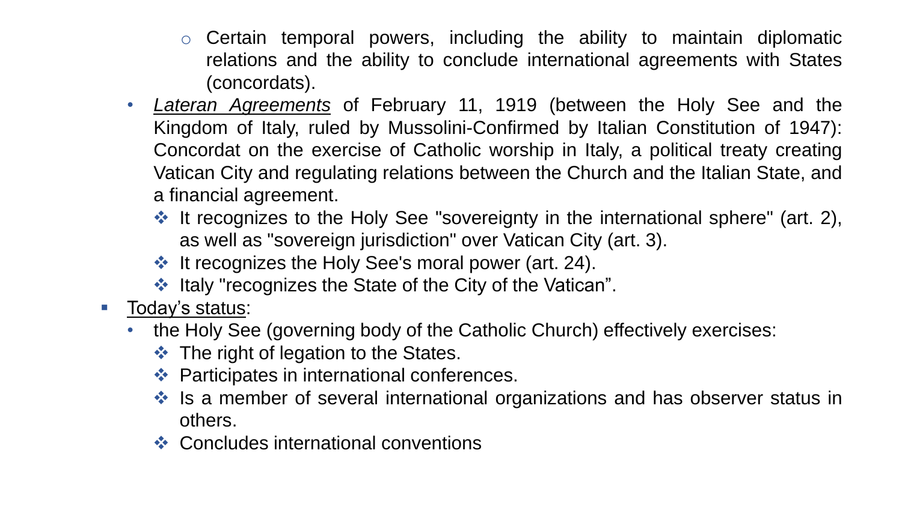- Certain temporal powers, including the ability to maintain diplomatic relations and the ability to conclude international agreements with States (concordats).
  - *Lateran Agreements* of February 11, 1919 (between the Holy See and the Kingdom of Italy, ruled by Mussolini-Confirmed by Italian Constitution of 1947): Concordat on the exercise of Catholic worship in Italy, a political treaty creating Vatican City and regulating relations between the Church and the Italian State, and a financial agreement.
    - It recognizes to the Holy See "sovereignty in the international sphere" (art. 2), as well as "sovereign jurisdiction" over Vatican City (art. 3).
    - It recognizes the Holy See's moral power (art. 24).
    - Italy "recognizes the State of the City of the Vatican".
- Today's status:
  - the Holy See (governing body of the Catholic Church) effectively exercises:
    - The right of legation to the States.
    - Participates in international conferences.
    - Is a member of several international organizations and has observer status in others.
    - Concludes international conventions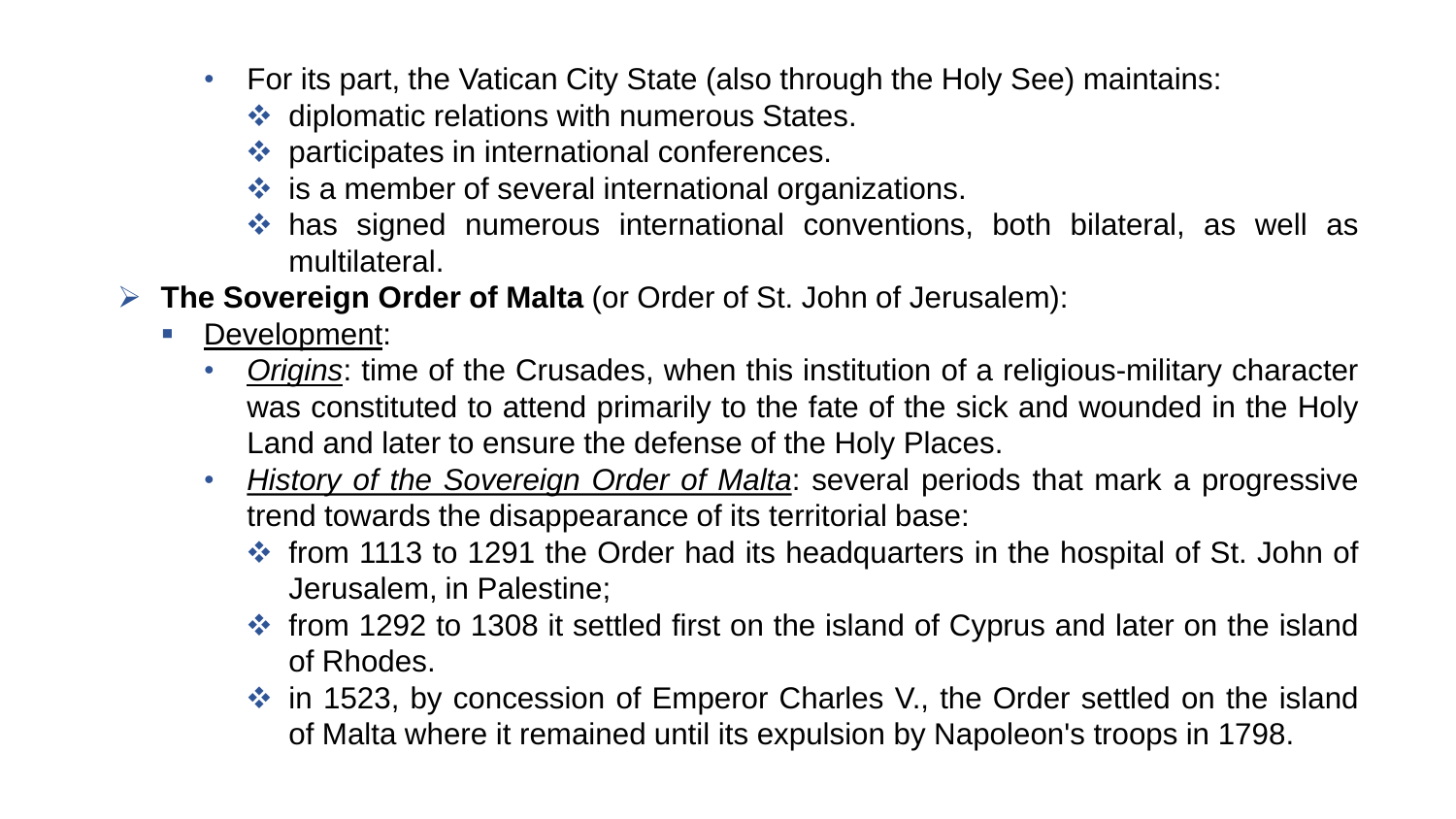- For its part, the Vatican City State (also through the Holy See) maintains:
  - diplomatic relations with numerous States.
  - participates in international conferences.
  - is a member of several international organizations.
  - has signed numerous international conventions, both bilateral, as well as multilateral.

- **The Sovereign Order of Malta** (or Order of St. John of Jerusalem):
  - <u>Development</u>:
    - <u>*Origins*</u>: time of the Crusades, when this institution of a religious-military character was constituted to attend primarily to the fate of the sick and wounded in the Holy Land and later to ensure the defense of the Holy Places.
    - <u>*History of the Sovereign Order of Malta*</u>: several periods that mark a progressive trend towards the disappearance of its territorial base:
      - from 1113 to 1291 the Order had its headquarters in the hospital of St. John of Jerusalem, in Palestine;
      - from 1292 to 1308 it settled first on the island of Cyprus and later on the island of Rhodes.
      - in 1523, by concession of Emperor Charles V., the Order settled on the island of Malta where it remained until its expulsion by Napoleon's troops in 1798.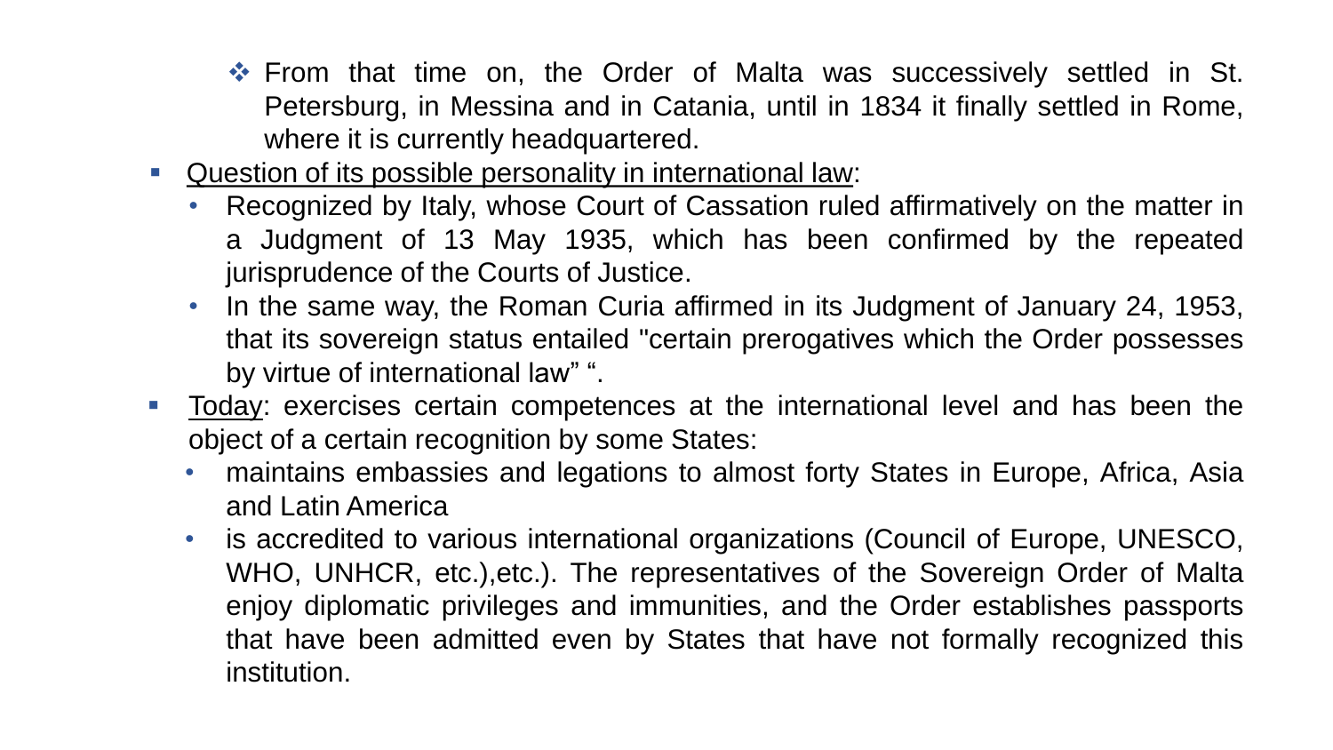- From that time on, the Order of Malta was successively settled in St. Petersburg, in Messina and in Catania, until in 1834 it finally settled in Rome, where it is currently headquartered.

- <u>Question of its possible personality in international law</u>:
  - Recognized by Italy, whose Court of Cassation ruled affirmatively on the matter in a Judgment of 13 May 1935, which has been confirmed by the repeated jurisprudence of the Courts of Justice.
  - In the same way, the Roman Curia affirmed in its Judgment of January 24, 1953, that its sovereign status entailed "certain prerogatives which the Order possesses by virtue of international law" ".
- <u>Today</u>: exercises certain competences at the international level and has been the object of a certain recognition by some States:
  - maintains embassies and legations to almost forty States in Europe, Africa, Asia and Latin America
  - is accredited to various international organizations (Council of Europe, UNESCO, WHO, UNHCR, etc.),etc.). The representatives of the Sovereign Order of Malta enjoy diplomatic privileges and immunities, and the Order establishes passports that have been admitted even by States that have not formally recognized this institution.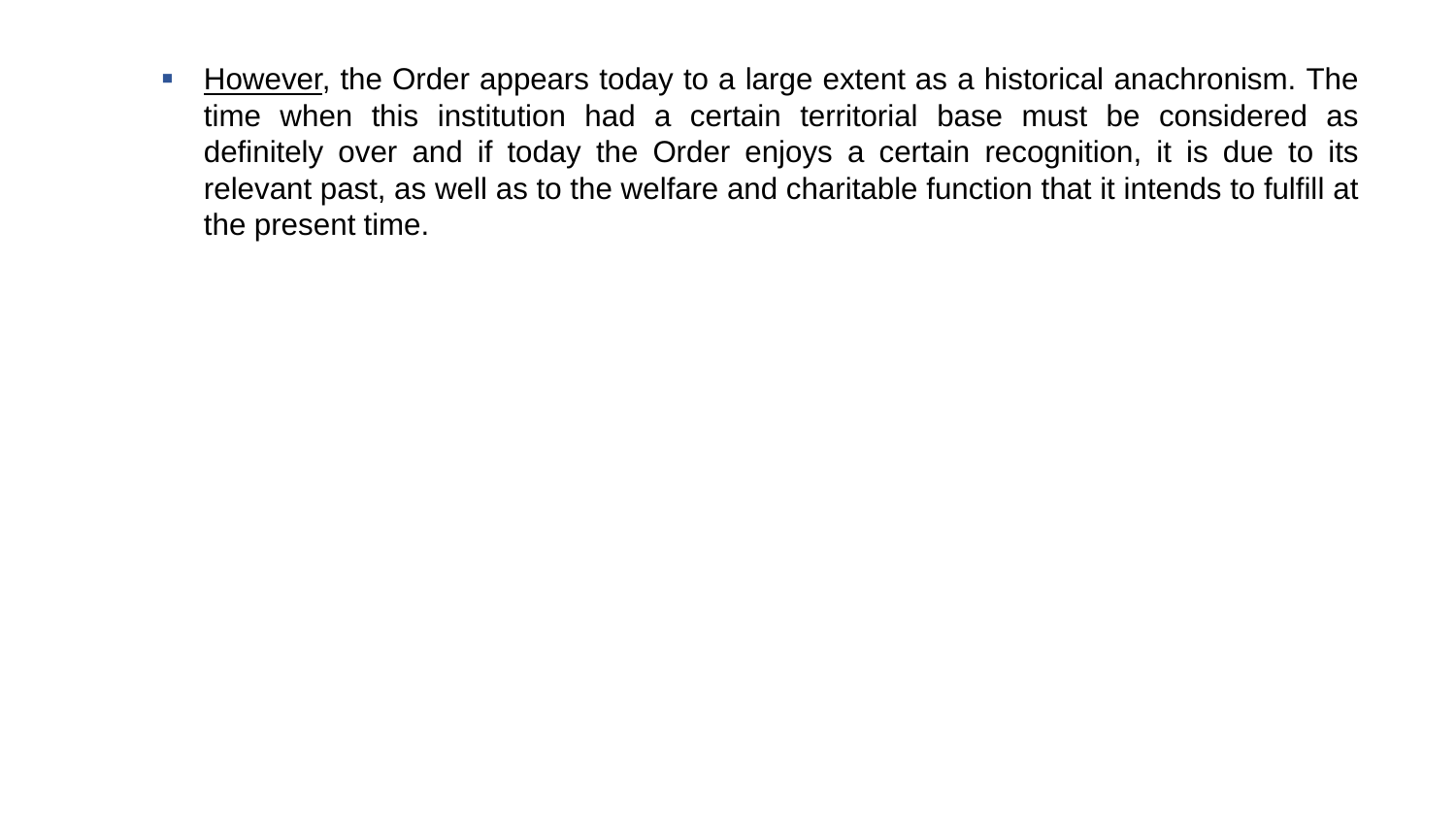- <u>However</u>, the Order appears today to a large extent as a historical anachronism. The time when this institution had a certain territorial base must be considered as definitely over and if today the Order enjoys a certain recognition, it is due to its relevant past, as well as to the welfare and charitable function that it intends to fulfill at the present time.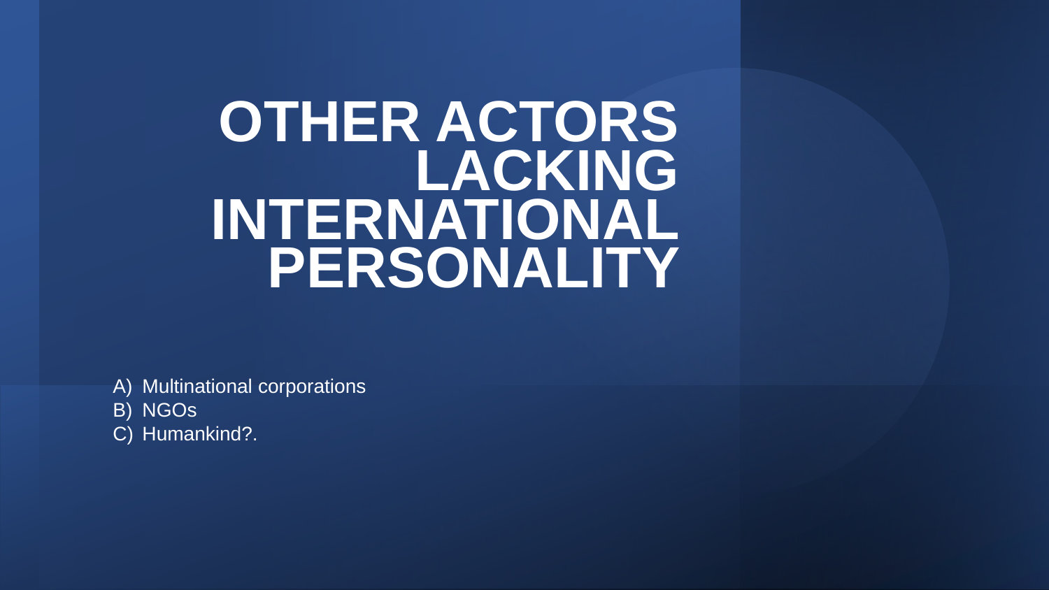# OTHER ACTORS LACKING INTERNATIONAL PERSONALITY

A) Multinational corporations
B) NGOs
C) Humankind?.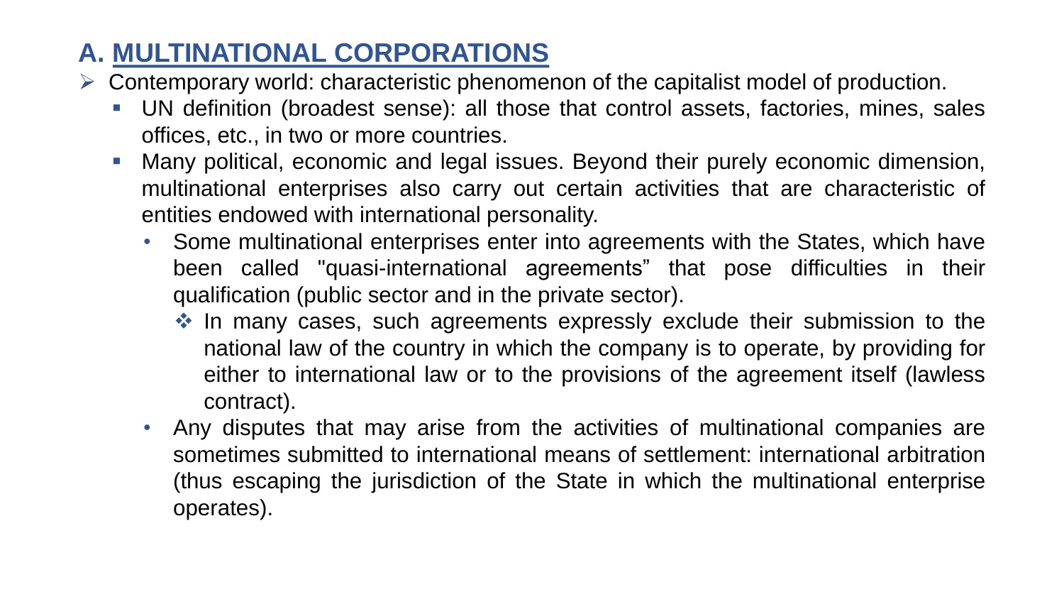## A. MULTINATIONAL CORPORATIONS

- Contemporary world: characteristic phenomenon of the capitalist model of production.
  - UN definition (broadest sense): all those that control assets, factories, mines, sales offices, etc., in two or more countries.
  - Many political, economic and legal issues. Beyond their purely economic dimension, multinational enterprises also carry out certain activities that are characteristic of entities endowed with international personality.
    - Some multinational enterprises enter into agreements with the States, which have been called "quasi-international agreements" that pose difficulties in their qualification (public sector and in the private sector).
      - In many cases, such agreements expressly exclude their submission to the national law of the country in which the company is to operate, by providing for either to international law or to the provisions of the agreement itself (lawless contract).
    - Any disputes that may arise from the activities of multinational companies are sometimes submitted to international means of settlement: international arbitration (thus escaping the jurisdiction of the State in which the multinational enterprise operates).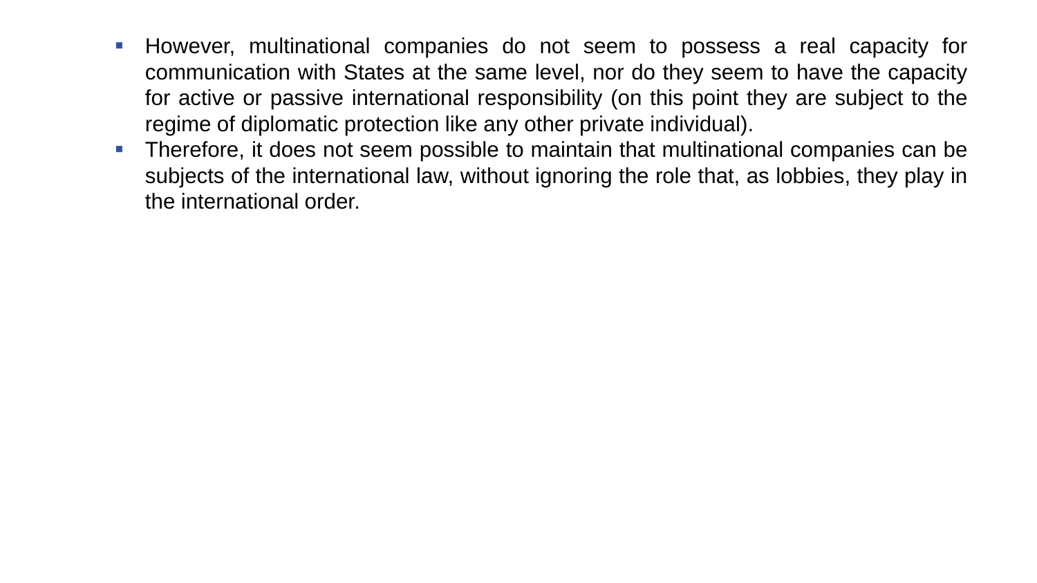- However, multinational companies do not seem to possess a real capacity for communication with States at the same level, nor do they seem to have the capacity for active or passive international responsibility (on this point they are subject to the regime of diplomatic protection like any other private individual).
- Therefore, it does not seem possible to maintain that multinational companies can be subjects of the international law, without ignoring the role that, as lobbies, they play in the international order.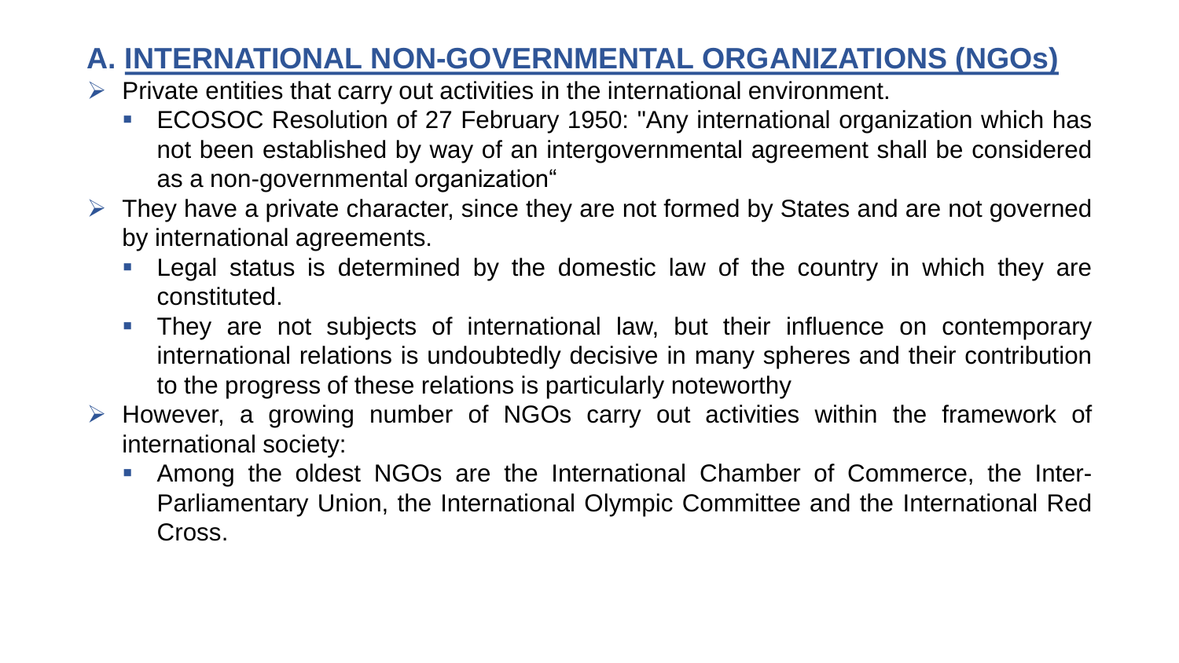## A. INTERNATIONAL NON-GOVERNMENTAL ORGANIZATIONS (NGOs)

- Private entities that carry out activities in the international environment.
  - ECOSOC Resolution of 27 February 1950: "Any international organization which has not been established by way of an intergovernmental agreement shall be considered as a non-governmental organization"
- They have a private character, since they are not formed by States and are not governed by international agreements.
  - Legal status is determined by the domestic law of the country in which they are constituted.
  - They are not subjects of international law, but their influence on contemporary international relations is undoubtedly decisive in many spheres and their contribution to the progress of these relations is particularly noteworthy
- However, a growing number of NGOs carry out activities within the framework of international society:
  - Among the oldest NGOs are the International Chamber of Commerce, the Inter-Parliamentary Union, the International Olympic Committee and the International Red Cross.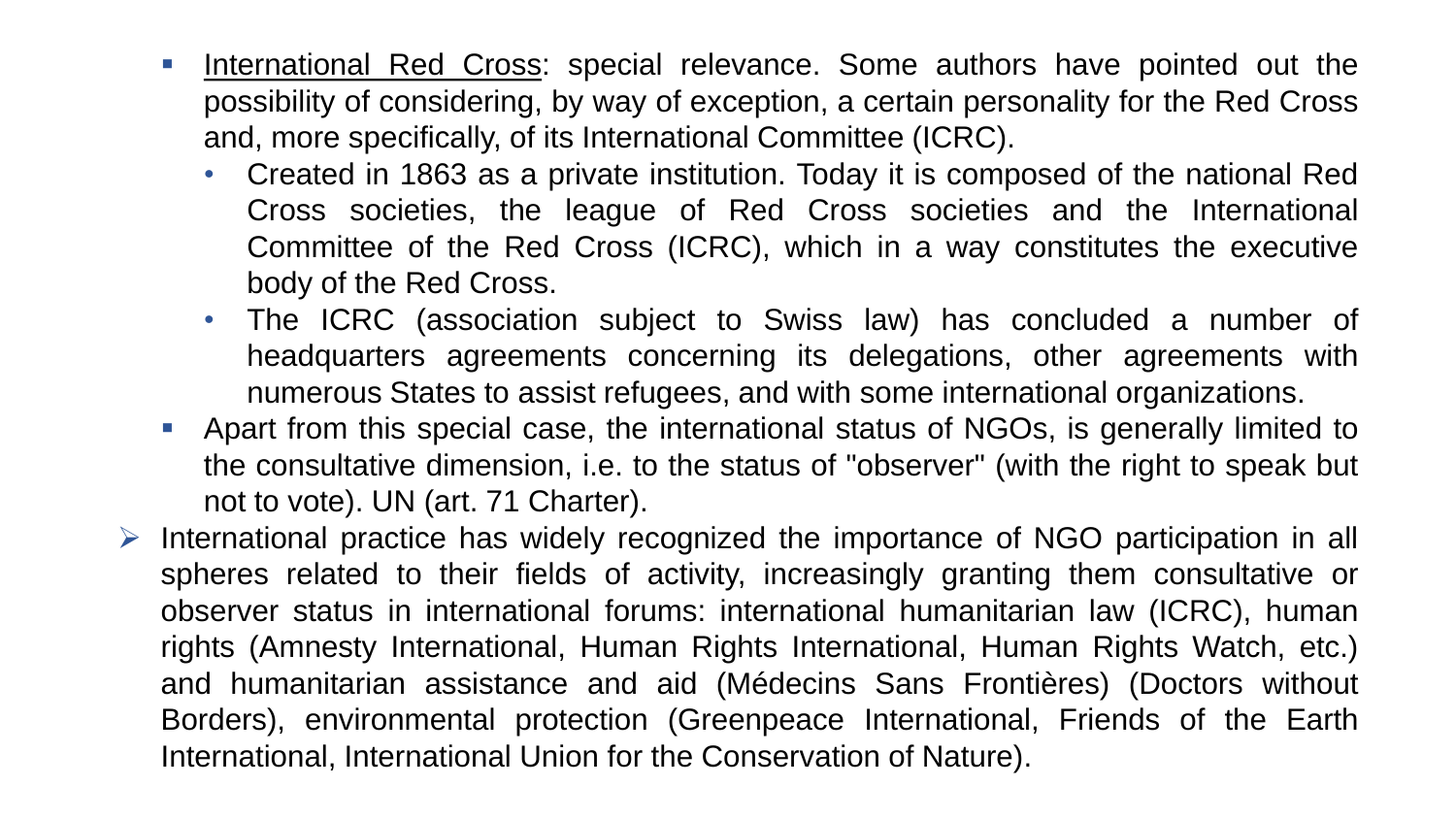- <u>International Red Cross</u>: special relevance. Some authors have pointed out the possibility of considering, by way of exception, a certain personality for the Red Cross and, more specifically, of its International Committee (ICRC).
  - Created in 1863 as a private institution. Today it is composed of the national Red Cross societies, the league of Red Cross societies and the International Committee of the Red Cross (ICRC), which in a way constitutes the executive body of the Red Cross.
  - The ICRC (association subject to Swiss law) has concluded a number of headquarters agreements concerning its delegations, other agreements with numerous States to assist refugees, and with some international organizations.
- Apart from this special case, the international status of NGOs, is generally limited to the consultative dimension, i.e. to the status of "observer" (with the right to speak but not to vote). UN (art. 71 Charter).

- International practice has widely recognized the importance of NGO participation in all spheres related to their fields of activity, increasingly granting them consultative or observer status in international forums: international humanitarian law (ICRC), human rights (Amnesty International, Human Rights International, Human Rights Watch, etc.) and humanitarian assistance and aid (Médecins Sans Frontières) (Doctors without Borders), environmental protection (Greenpeace International, Friends of the Earth International, International Union for the Conservation of Nature).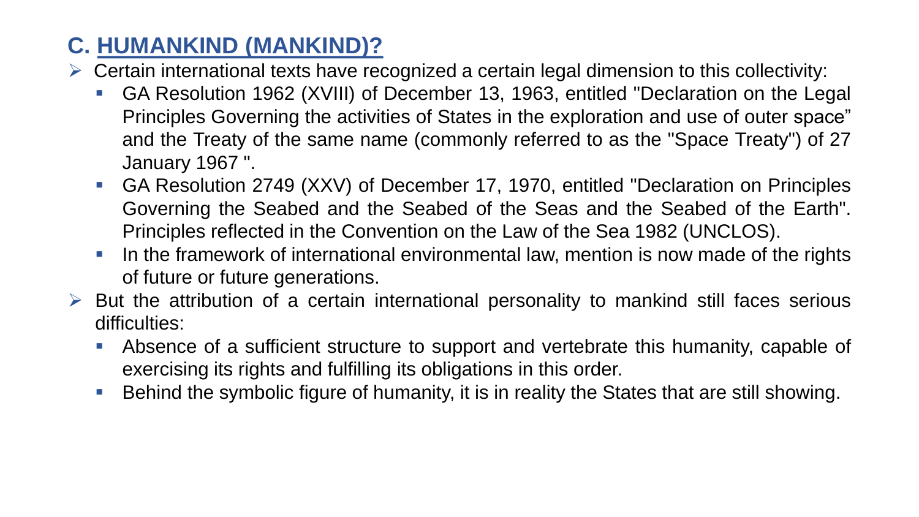## C. HUMANKIND (MANKIND)?

- Certain international texts have recognized a certain legal dimension to this collectivity:
  - GA Resolution 1962 (XVIII) of December 13, 1963, entitled "Declaration on the Legal Principles Governing the activities of States in the exploration and use of outer space" and the Treaty of the same name (commonly referred to as the "Space Treaty") of 27 January 1967 ".
  - GA Resolution 2749 (XXV) of December 17, 1970, entitled "Declaration on Principles Governing the Seabed and the Seabed of the Seas and the Seabed of the Earth". Principles reflected in the Convention on the Law of the Sea 1982 (UNCLOS).
  - In the framework of international environmental law, mention is now made of the rights of future or future generations.
- But the attribution of a certain international personality to mankind still faces serious difficulties:
  - Absence of a sufficient structure to support and vertebrate this humanity, capable of exercising its rights and fulfilling its obligations in this order.
  - Behind the symbolic figure of humanity, it is in reality the States that are still showing.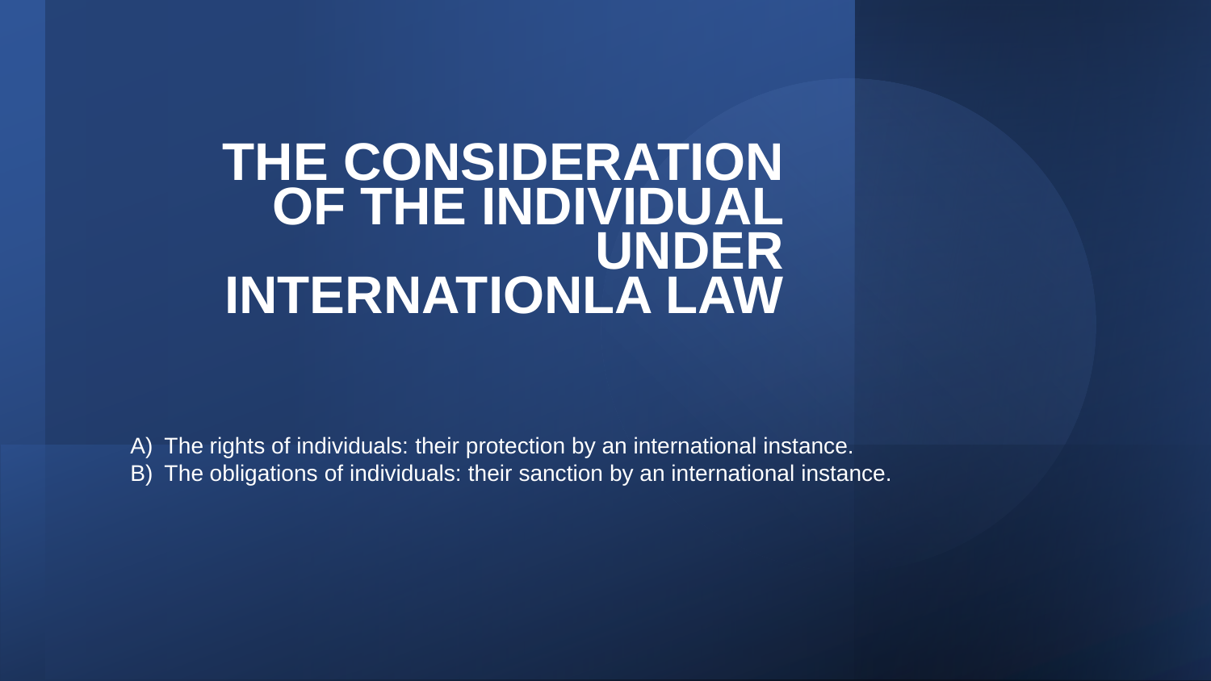# THE CONSIDERATION OF THE INDIVIDUAL UNDER INTERNATIONLA LAW

A) The rights of individuals: their protection by an international instance.
B) The obligations of individuals: their sanction by an international instance.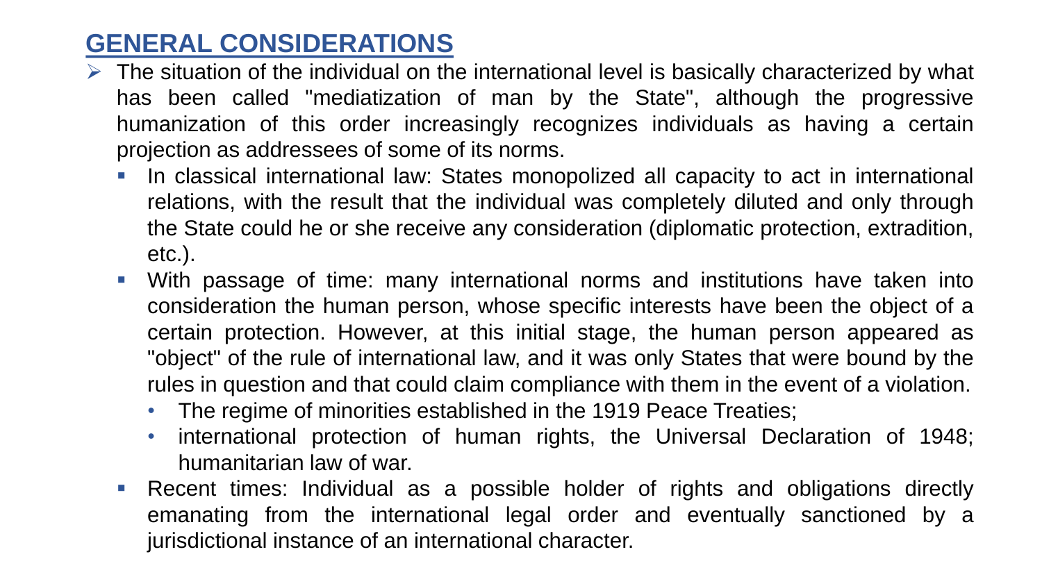## GENERAL CONSIDERATIONS

- The situation of the individual on the international level is basically characterized by what has been called "mediatization of man by the State", although the progressive humanization of this order increasingly recognizes individuals as having a certain projection as addressees of some of its norms.
  - In classical international law: States monopolized all capacity to act in international relations, with the result that the individual was completely diluted and only through the State could he or she receive any consideration (diplomatic protection, extradition, etc.).
  - With passage of time: many international norms and institutions have taken into consideration the human person, whose specific interests have been the object of a certain protection. However, at this initial stage, the human person appeared as "object" of the rule of international law, and it was only States that were bound by the rules in question and that could claim compliance with them in the event of a violation.
    - The regime of minorities established in the 1919 Peace Treaties;
    - international protection of human rights, the Universal Declaration of 1948; humanitarian law of war.
  - Recent times: Individual as a possible holder of rights and obligations directly emanating from the international legal order and eventually sanctioned by a jurisdictional instance of an international character.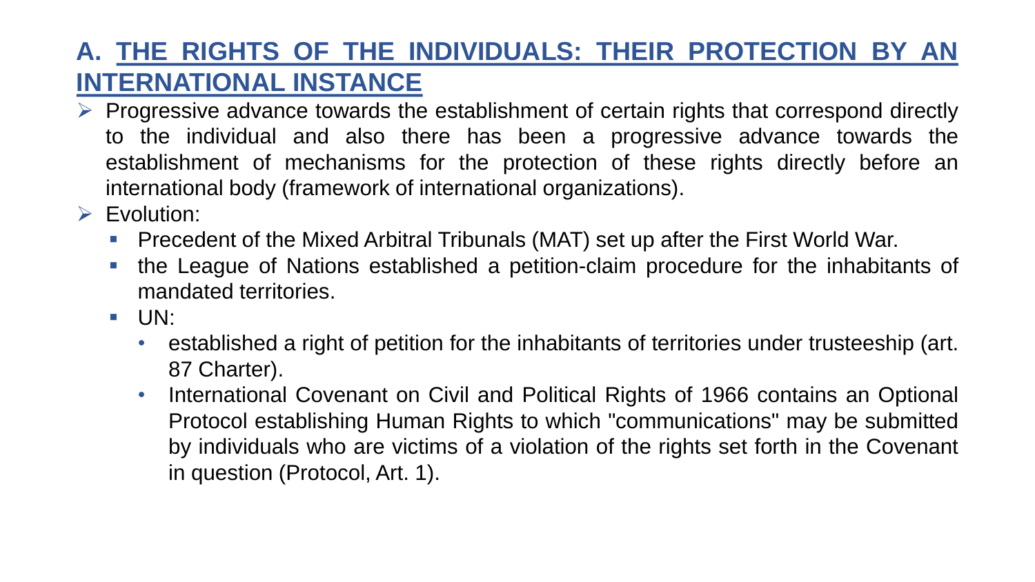## A. THE RIGHTS OF THE INDIVIDUALS: THEIR PROTECTION BY AN INTERNATIONAL INSTANCE

- Progressive advance towards the establishment of certain rights that correspond directly to the individual and also there has been a progressive advance towards the establishment of mechanisms for the protection of these rights directly before an international body (framework of international organizations).
- Evolution:
  - Precedent of the Mixed Arbitral Tribunals (MAT) set up after the First World War.
  - the League of Nations established a petition-claim procedure for the inhabitants of mandated territories.
  - UN:
    - established a right of petition for the inhabitants of territories under trusteeship (art. 87 Charter).
    - International Covenant on Civil and Political Rights of 1966 contains an Optional Protocol establishing Human Rights to which "communications" may be submitted by individuals who are victims of a violation of the rights set forth in the Covenant in question (Protocol, Art. 1).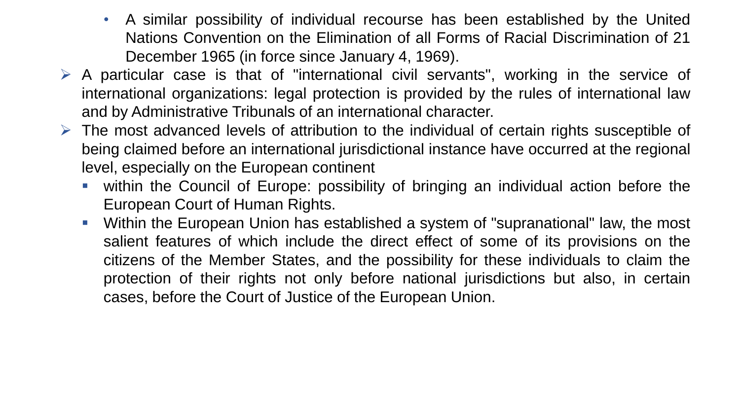- A similar possibility of individual recourse has been established by the United Nations Convention on the Elimination of all Forms of Racial Discrimination of 21 December 1965 (in force since January 4, 1969).

- A particular case is that of "international civil servants", working in the service of international organizations: legal protection is provided by the rules of international law and by Administrative Tribunals of an international character.
- The most advanced levels of attribution to the individual of certain rights susceptible of being claimed before an international jurisdictional instance have occurred at the regional level, especially on the European continent
  - within the Council of Europe: possibility of bringing an individual action before the European Court of Human Rights.
  - Within the European Union has established a system of "supranational" law, the most salient features of which include the direct effect of some of its provisions on the citizens of the Member States, and the possibility for these individuals to claim the protection of their rights not only before national jurisdictions but also, in certain cases, before the Court of Justice of the European Union.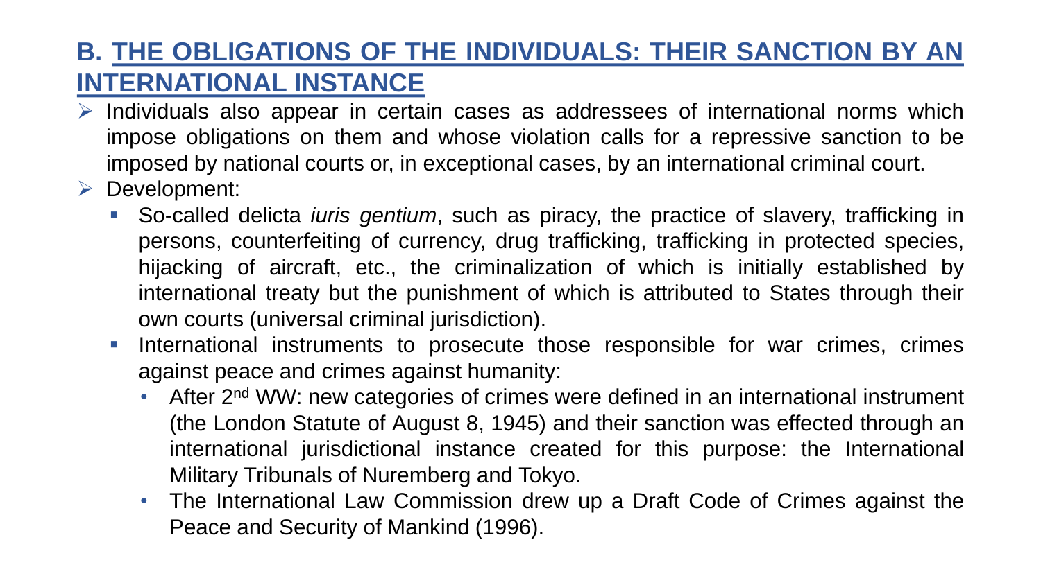## B. THE OBLIGATIONS OF THE INDIVIDUALS: THEIR SANCTION BY AN INTERNATIONAL INSTANCE

- Individuals also appear in certain cases as addressees of international norms which impose obligations on them and whose violation calls for a repressive sanction to be imposed by national courts or, in exceptional cases, by an international criminal court.
- Development:
  - So-called delicta *iuris gentium*, such as piracy, the practice of slavery, trafficking in persons, counterfeiting of currency, drug trafficking, trafficking in protected species, hijacking of aircraft, etc., the criminalization of which is initially established by international treaty but the punishment of which is attributed to States through their own courts (universal criminal jurisdiction).
  - International instruments to prosecute those responsible for war crimes, crimes against peace and crimes against humanity:
    - After 2nd WW: new categories of crimes were defined in an international instrument (the London Statute of August 8, 1945) and their sanction was effected through an international jurisdictional instance created for this purpose: the International Military Tribunals of Nuremberg and Tokyo.
    - The International Law Commission drew up a Draft Code of Crimes against the Peace and Security of Mankind (1996).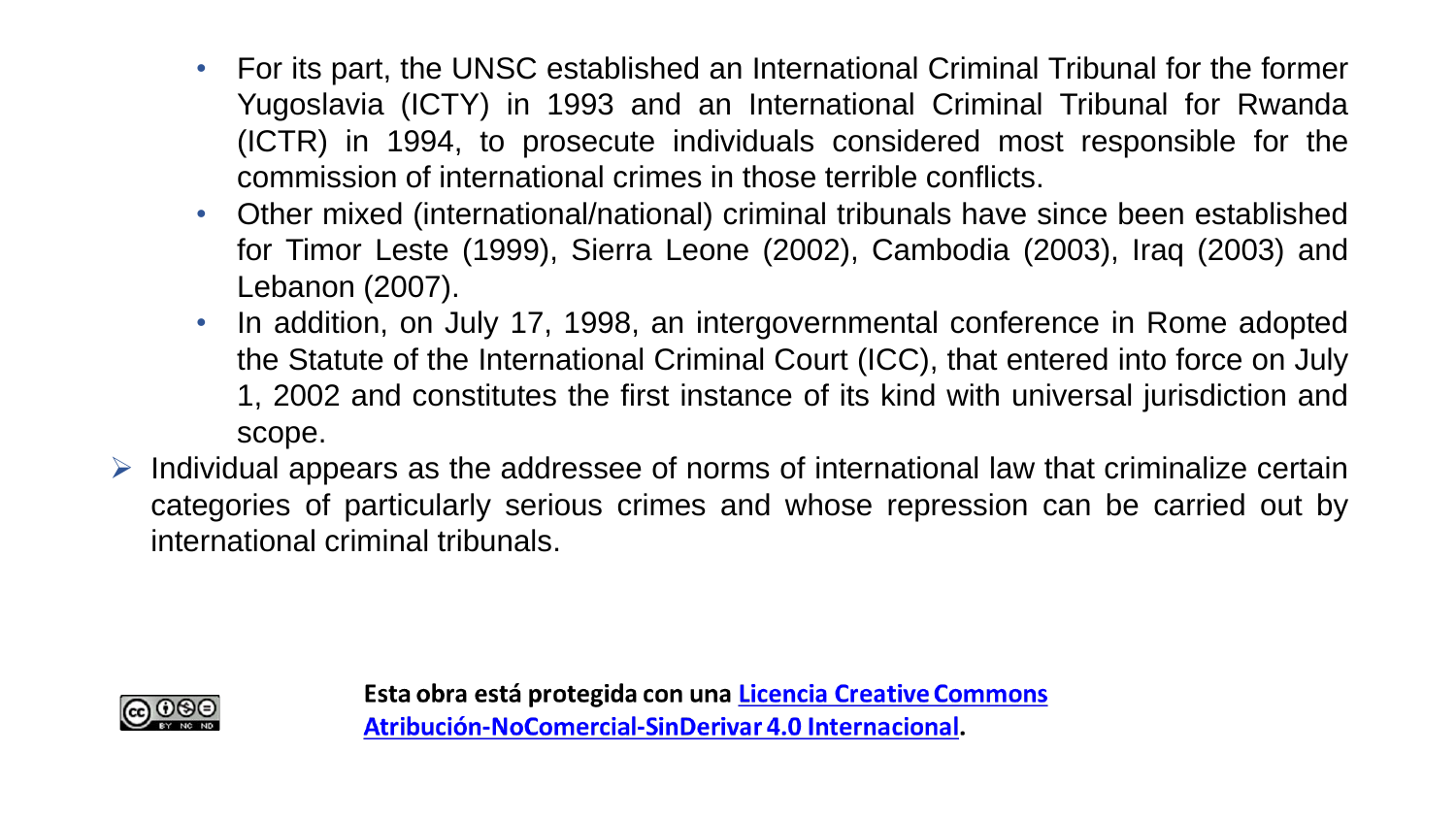- For its part, the UNSC established an International Criminal Tribunal for the former Yugoslavia (ICTY) in 1993 and an International Criminal Tribunal for Rwanda (ICTR) in 1994, to prosecute individuals considered most responsible for the commission of international crimes in those terrible conflicts.
- Other mixed (international/national) criminal tribunals have since been established for Timor Leste (1999), Sierra Leone (2002), Cambodia (2003), Iraq (2003) and Lebanon (2007).
- In addition, on July 17, 1998, an intergovernmental conference in Rome adopted the Statute of the International Criminal Court (ICC), that entered into force on July 1, 2002 and constitutes the first instance of its kind with universal jurisdiction and scope.

➢ Individual appears as the addressee of norms of international law that criminalize certain categories of particularly serious crimes and whose repression can be carried out by international criminal tribunals.

**Esta obra está protegida con una Licencia Creative Commons Atribución-NoComercial-SinDerivar 4.0 Internacional.**